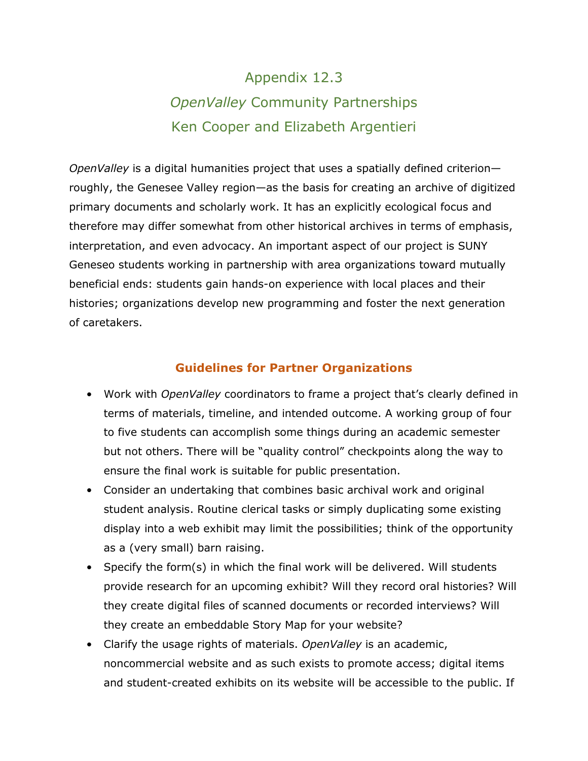# Appendix 12.3

# *OpenValley* Community Partnerships

# Ken Cooper and Elizabeth Argentieri

*OpenValley* is a digital humanities project that uses a spatially defined criterion—roughly, the Genesee Valley region—as the basis for creating an archive of digitized primary documents and scholarly work. It has an explicitly ecological focus and therefore may differ somewhat from other historical archives in terms of emphasis, interpretation, and even advocacy. An important aspect of our project is SUNY Geneseo students working in partnership with area organizations toward mutually beneficial ends: students gain hands-on experience with local places and their histories; organizations develop new programming and foster the next generation of caretakers.

## Guidelines for Partner Organizations

- Work with *OpenValley* coordinators to frame a project that's clearly defined in terms of materials, timeline, and intended outcome. A working group of four to five students can accomplish some things during an academic semester but not others. There will be "quality control" checkpoints along the way to ensure the final work is suitable for public presentation.
- Consider an undertaking that combines basic archival work and original student analysis. Routine clerical tasks or simply duplicating some existing display into a web exhibit may limit the possibilities; think of the opportunity as a (very small) barn raising.
- Specify the form(s) in which the final work will be delivered. Will students provide research for an upcoming exhibit? Will they record oral histories? Will they create digital files of scanned documents or recorded interviews? Will they create an embeddable Story Map for your website?
- Clarify the usage rights of materials. *OpenValley* is an academic, noncommercial website and as such exists to promote access; digital items and student-created exhibits on its website will be accessible to the public. If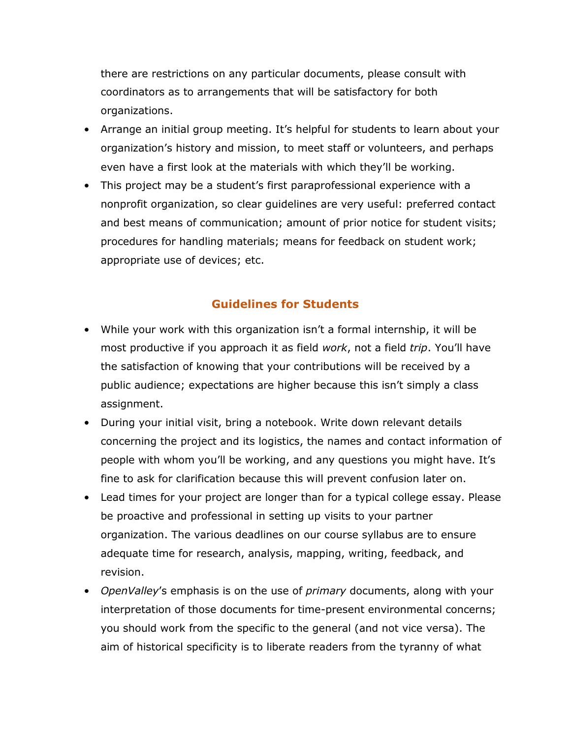there are restrictions on any particular documents, please consult with coordinators as to arrangements that will be satisfactory for both organizations.

- Arrange an initial group meeting. It's helpful for students to learn about your organization's history and mission, to meet staff or volunteers, and perhaps even have a first look at the materials with which they'll be working.
- This project may be a student's first paraprofessional experience with a nonprofit organization, so clear guidelines are very useful: preferred contact and best means of communication; amount of prior notice for student visits; procedures for handling materials; means for feedback on student work; appropriate use of devices; etc.

## Guidelines for Students

- While your work with this organization isn't a formal internship, it will be most productive if you approach it as field *work*, not a field *trip*. You'll have the satisfaction of knowing that your contributions will be received by a public audience; expectations are higher because this isn't simply a class assignment.
- During your initial visit, bring a notebook. Write down relevant details concerning the project and its logistics, the names and contact information of people with whom you'll be working, and any questions you might have. It's fine to ask for clarification because this will prevent confusion later on.
- Lead times for your project are longer than for a typical college essay. Please be proactive and professional in setting up visits to your partner organization. The various deadlines on our course syllabus are to ensure adequate time for research, analysis, mapping, writing, feedback, and revision.
- *OpenValley*'s emphasis is on the use of *primary* documents, along with your interpretation of those documents for time-present environmental concerns; you should work from the specific to the general (and not vice versa). The aim of historical specificity is to liberate readers from the tyranny of what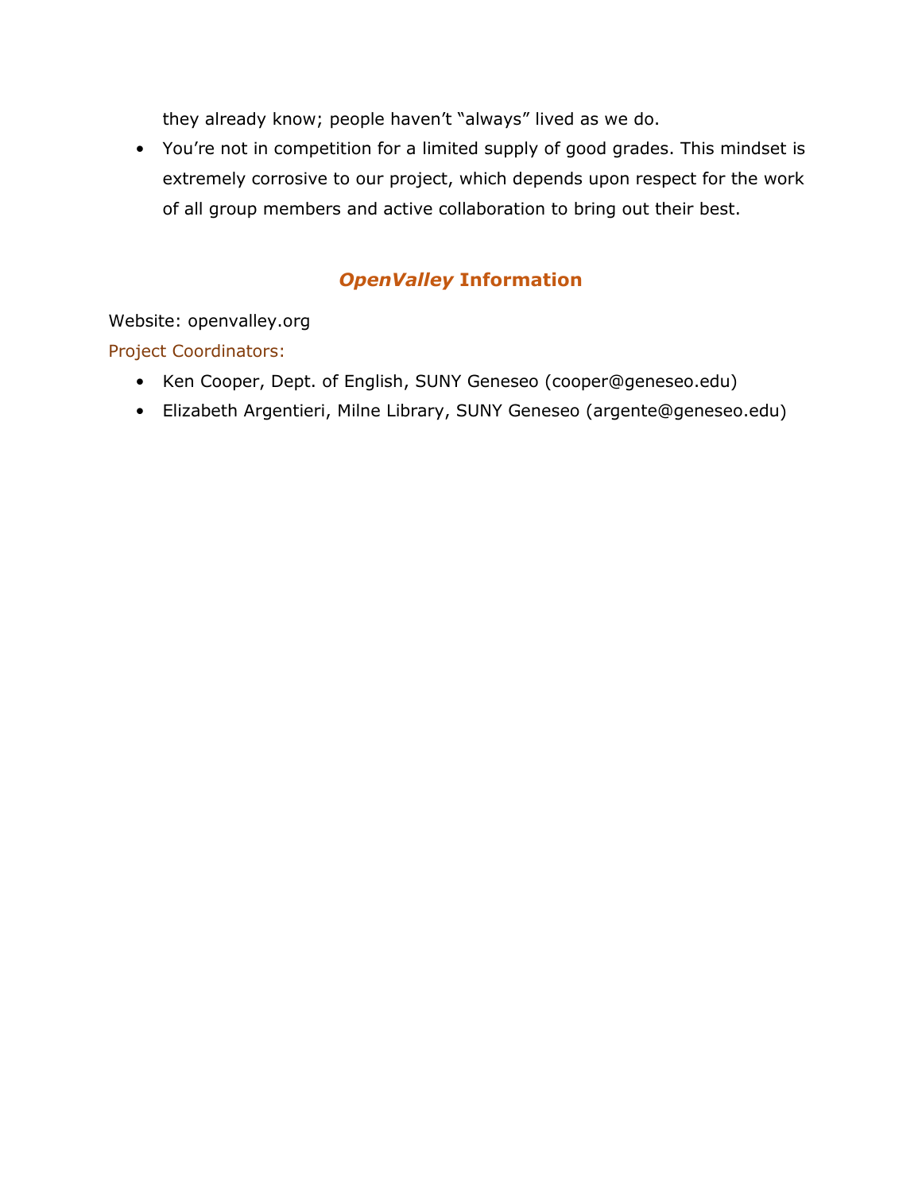they already know; people haven't "always" lived as we do.

- You're not in competition for a limited supply of good grades. This mindset is extremely corrosive to our project, which depends upon respect for the work of all group members and active collaboration to bring out their best.

## *OpenValley* Information

Website: openvalley.org

Project Coordinators:

- Ken Cooper, Dept. of English, SUNY Geneseo (cooper@geneseo.edu)
- Elizabeth Argentieri, Milne Library, SUNY Geneseo (argente@geneseo.edu)